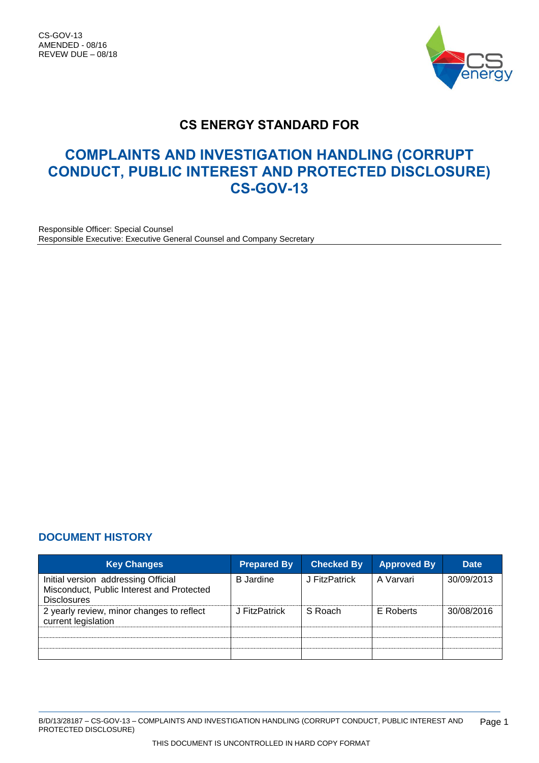CS-GOV-13
AMENDED - 08/16
REVEW DUE – 08/18

## CS ENERGY STANDARD FOR

# COMPLAINTS AND INVESTIGATION HANDLING (CORRUPT CONDUCT, PUBLIC INTEREST AND PROTECTED DISCLOSURE) CS-GOV-13

Responsible Officer: Special Counsel
Responsible Executive: Executive General Counsel and Company Secretary

## DOCUMENT HISTORY

| Key Changes | Prepared By | Checked By | Approved By | Date |
|---|---|---|---|---|
| Initial version addressing Official Misconduct, Public Interest and Protected Disclosures | B Jardine | J FitzPatrick | A Varvari | 30/09/2013 |
| 2 yearly review, minor changes to reflect current legislation | J FitzPatrick | S Roach | E Roberts | 30/08/2016 |
| | | | | |
| | | | | |
| | | | | |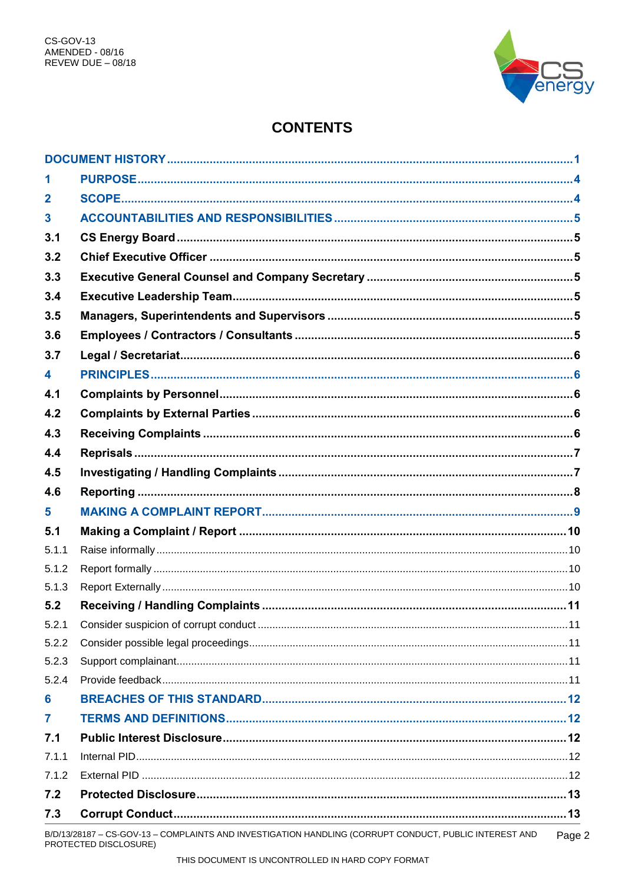# CONTENTS

DOCUMENT HISTORY ..... 1

1 PURPOSE ..... 4

2 SCOPE ..... 4

3 ACCOUNTABILITIES AND RESPONSIBILITIES ..... 5

3.1 CS Energy Board ..... 5

3.2 Chief Executive Officer ..... 5

3.3 Executive General Counsel and Company Secretary ..... 5

3.4 Executive Leadership Team ..... 5

3.5 Managers, Superintendents and Supervisors ..... 5

3.6 Employees / Contractors / Consultants ..... 5

3.7 Legal / Secretariat ..... 6

4 PRINCIPLES ..... 6

4.1 Complaints by Personnel ..... 6

4.2 Complaints by External Parties ..... 6

4.3 Receiving Complaints ..... 6

4.4 Reprisals ..... 7

4.5 Investigating / Handling Complaints ..... 7

4.6 Reporting ..... 8

5 MAKING A COMPLAINT REPORT ..... 9

5.1 Making a Complaint / Report ..... 10

5.1.1 Raise informally ..... 10

5.1.2 Report formally ..... 10

5.1.3 Report Externally ..... 10

5.2 Receiving / Handling Complaints ..... 11

5.2.1 Consider suspicion of corrupt conduct ..... 11

5.2.2 Consider possible legal proceedings ..... 11

5.2.3 Support complainant ..... 11

5.2.4 Provide feedback ..... 11

6 BREACHES OF THIS STANDARD ..... 12

7 TERMS AND DEFINITIONS ..... 12

7.1 Public Interest Disclosure ..... 12

7.1.1 Internal PID ..... 12

7.1.2 External PID ..... 12

7.2 Protected Disclosure ..... 13

7.3 Corrupt Conduct ..... 13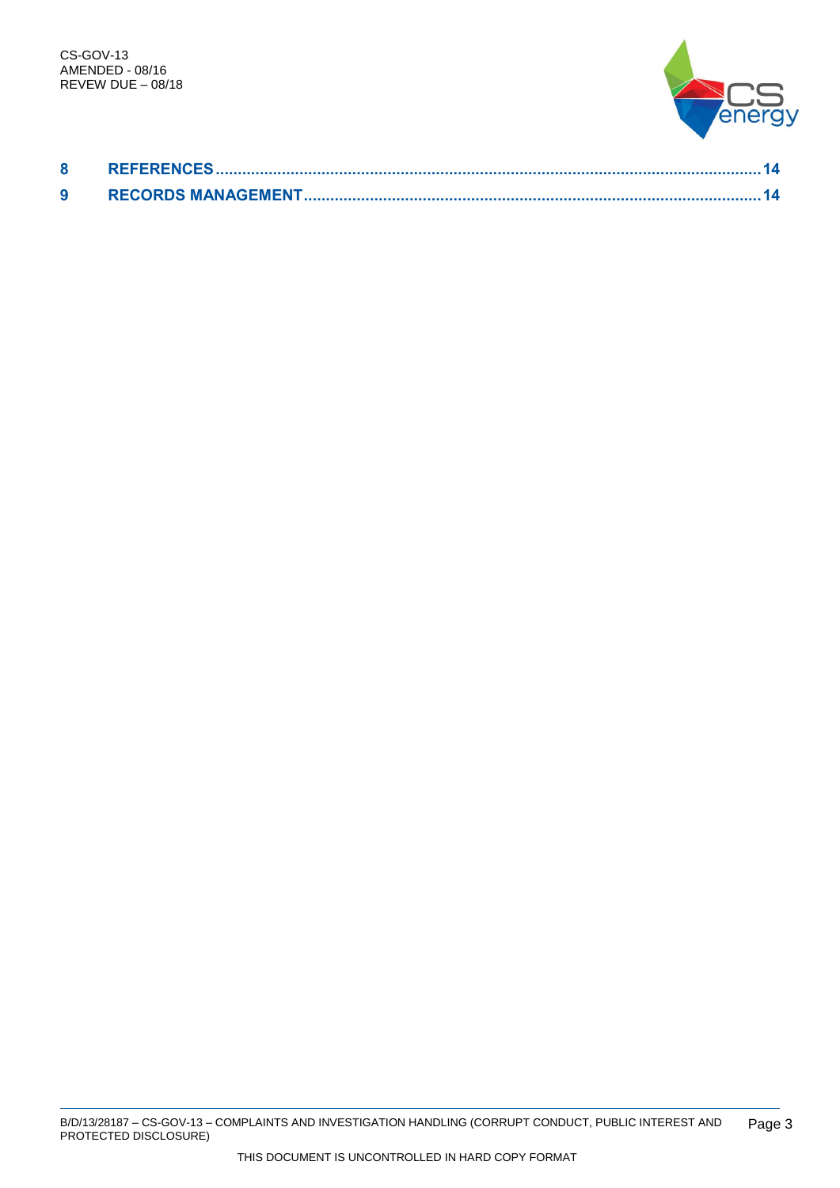| | | |
|---|---|---|
| 8 | REFERENCES | 14 |
| 9 | RECORDS MANAGEMENT | 14 |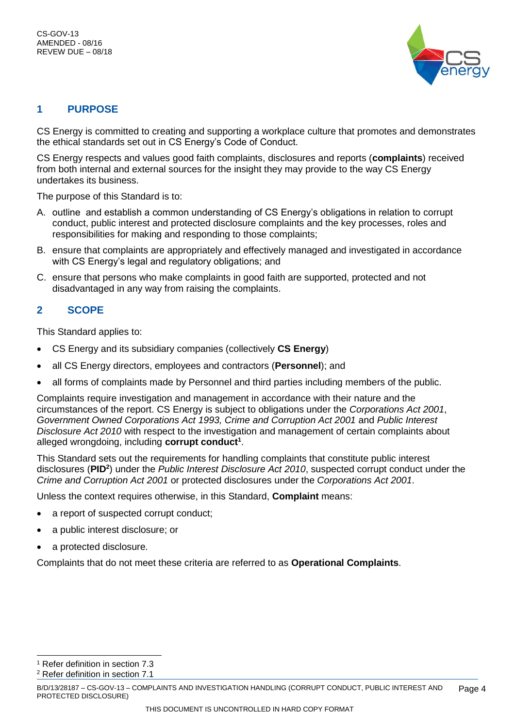## 1 PURPOSE

CS Energy is committed to creating and supporting a workplace culture that promotes and demonstrates the ethical standards set out in CS Energy's Code of Conduct.

CS Energy respects and values good faith complaints, disclosures and reports (**complaints**) received from both internal and external sources for the insight they may provide to the way CS Energy undertakes its business.

The purpose of this Standard is to:

A. outline and establish a common understanding of CS Energy's obligations in relation to corrupt conduct, public interest and protected disclosure complaints and the key processes, roles and responsibilities for making and responding to those complaints;

B. ensure that complaints are appropriately and effectively managed and investigated in accordance with CS Energy's legal and regulatory obligations; and

C. ensure that persons who make complaints in good faith are supported, protected and not disadvantaged in any way from raising the complaints.

## 2 SCOPE

This Standard applies to:

- CS Energy and its subsidiary companies (collectively **CS Energy**)
- all CS Energy directors, employees and contractors (**Personnel**); and
- all forms of complaints made by Personnel and third parties including members of the public.

Complaints require investigation and management in accordance with their nature and the circumstances of the report. CS Energy is subject to obligations under the *Corporations Act 2001*, *Government Owned Corporations Act 1993, Crime and Corruption Act 2001* and *Public Interest Disclosure Act 2010* with respect to the investigation and management of certain complaints about alleged wrongdoing, including **corrupt conduct**[1].

This Standard sets out the requirements for handling complaints that constitute public interest disclosures (**PID**[2]) under the *Public Interest Disclosure Act 2010*, suspected corrupt conduct under the *Crime and Corruption Act 2001* or protected disclosures under the *Corporations Act 2001*.

Unless the context requires otherwise, in this Standard, **Complaint** means:

- a report of suspected corrupt conduct;
- a public interest disclosure; or
- a protected disclosure.

Complaints that do not meet these criteria are referred to as **Operational Complaints**.

[1] Refer definition in section 7.3

[2] Refer definition in section 7.1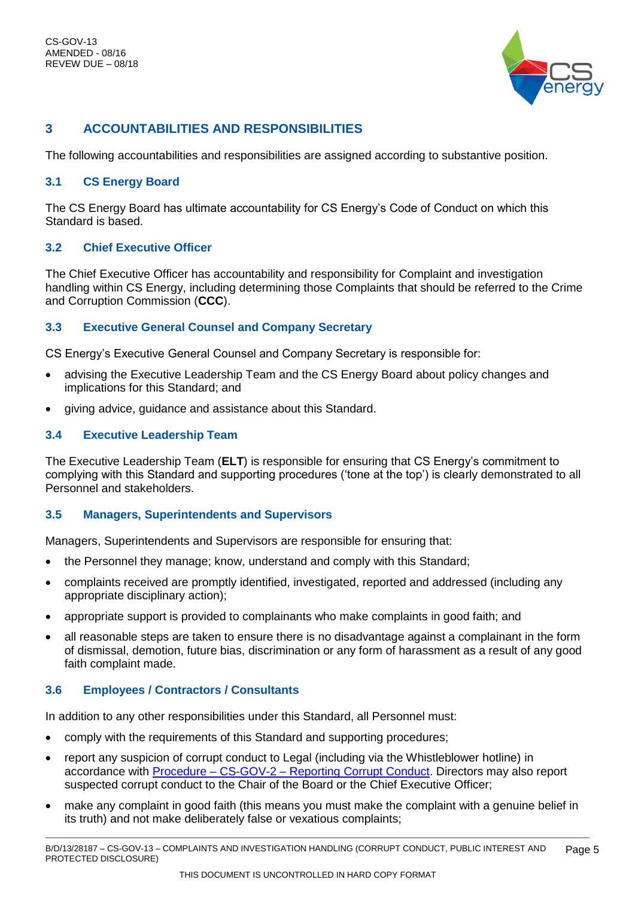## 3 ACCOUNTABILITIES AND RESPONSIBILITIES

The following accountabilities and responsibilities are assigned according to substantive position.

### 3.1 CS Energy Board

The CS Energy Board has ultimate accountability for CS Energy's Code of Conduct on which this Standard is based.

### 3.2 Chief Executive Officer

The Chief Executive Officer has accountability and responsibility for Complaint and investigation handling within CS Energy, including determining those Complaints that should be referred to the Crime and Corruption Commission (**CCC**).

### 3.3 Executive General Counsel and Company Secretary

CS Energy's Executive General Counsel and Company Secretary is responsible for:

- advising the Executive Leadership Team and the CS Energy Board about policy changes and implications for this Standard; and
- giving advice, guidance and assistance about this Standard.

### 3.4 Executive Leadership Team

The Executive Leadership Team (**ELT**) is responsible for ensuring that CS Energy's commitment to complying with this Standard and supporting procedures ('tone at the top') is clearly demonstrated to all Personnel and stakeholders.

### 3.5 Managers, Superintendents and Supervisors

Managers, Superintendents and Supervisors are responsible for ensuring that:

- the Personnel they manage; know, understand and comply with this Standard;
- complaints received are promptly identified, investigated, reported and addressed (including any appropriate disciplinary action);
- appropriate support is provided to complainants who make complaints in good faith; and
- all reasonable steps are taken to ensure there is no disadvantage against a complainant in the form of dismissal, demotion, future bias, discrimination or any form of harassment as a result of any good faith complaint made.

### 3.6 Employees / Contractors / Consultants

In addition to any other responsibilities under this Standard, all Personnel must:

- comply with the requirements of this Standard and supporting procedures;
- report any suspicion of corrupt conduct to Legal (including via the Whistleblower hotline) in accordance with Procedure – CS-GOV-2 – Reporting Corrupt Conduct. Directors may also report suspected corrupt conduct to the Chair of the Board or the Chief Executive Officer;
- make any complaint in good faith (this means you must make the complaint with a genuine belief in its truth) and not make deliberately false or vexatious complaints;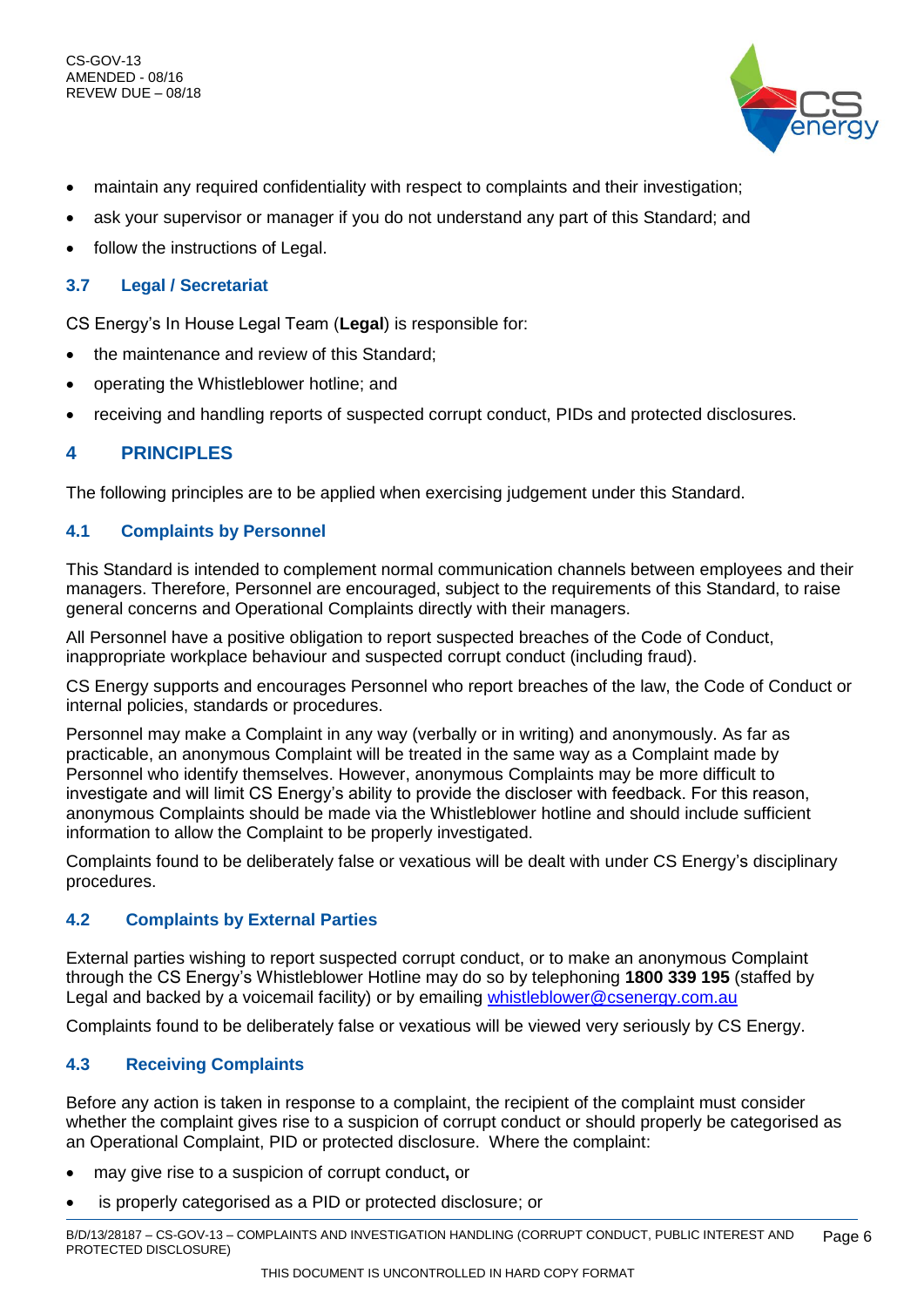- maintain any required confidentiality with respect to complaints and their investigation;
- ask your supervisor or manager if you do not understand any part of this Standard; and
- follow the instructions of Legal.

### 3.7 Legal / Secretariat

CS Energy's In House Legal Team (**Legal**) is responsible for:

- the maintenance and review of this Standard;
- operating the Whistleblower hotline; and
- receiving and handling reports of suspected corrupt conduct, PIDs and protected disclosures.

## 4 PRINCIPLES

The following principles are to be applied when exercising judgement under this Standard.

### 4.1 Complaints by Personnel

This Standard is intended to complement normal communication channels between employees and their managers. Therefore, Personnel are encouraged, subject to the requirements of this Standard, to raise general concerns and Operational Complaints directly with their managers.

All Personnel have a positive obligation to report suspected breaches of the Code of Conduct, inappropriate workplace behaviour and suspected corrupt conduct (including fraud).

CS Energy supports and encourages Personnel who report breaches of the law, the Code of Conduct or internal policies, standards or procedures.

Personnel may make a Complaint in any way (verbally or in writing) and anonymously. As far as practicable, an anonymous Complaint will be treated in the same way as a Complaint made by Personnel who identify themselves. However, anonymous Complaints may be more difficult to investigate and will limit CS Energy's ability to provide the discloser with feedback. For this reason, anonymous Complaints should be made via the Whistleblower hotline and should include sufficient information to allow the Complaint to be properly investigated.

Complaints found to be deliberately false or vexatious will be dealt with under CS Energy's disciplinary procedures.

### 4.2 Complaints by External Parties

External parties wishing to report suspected corrupt conduct, or to make an anonymous Complaint through the CS Energy's Whistleblower Hotline may do so by telephoning **1800 339 195** (staffed by Legal and backed by a voicemail facility) or by emailing whistleblower@csenergy.com.au

Complaints found to be deliberately false or vexatious will be viewed very seriously by CS Energy.

### 4.3 Receiving Complaints

Before any action is taken in response to a complaint, the recipient of the complaint must consider whether the complaint gives rise to a suspicion of corrupt conduct or should properly be categorised as an Operational Complaint, PID or protected disclosure. Where the complaint:

- may give rise to a suspicion of corrupt conduct**,** or
- is properly categorised as a PID or protected disclosure; or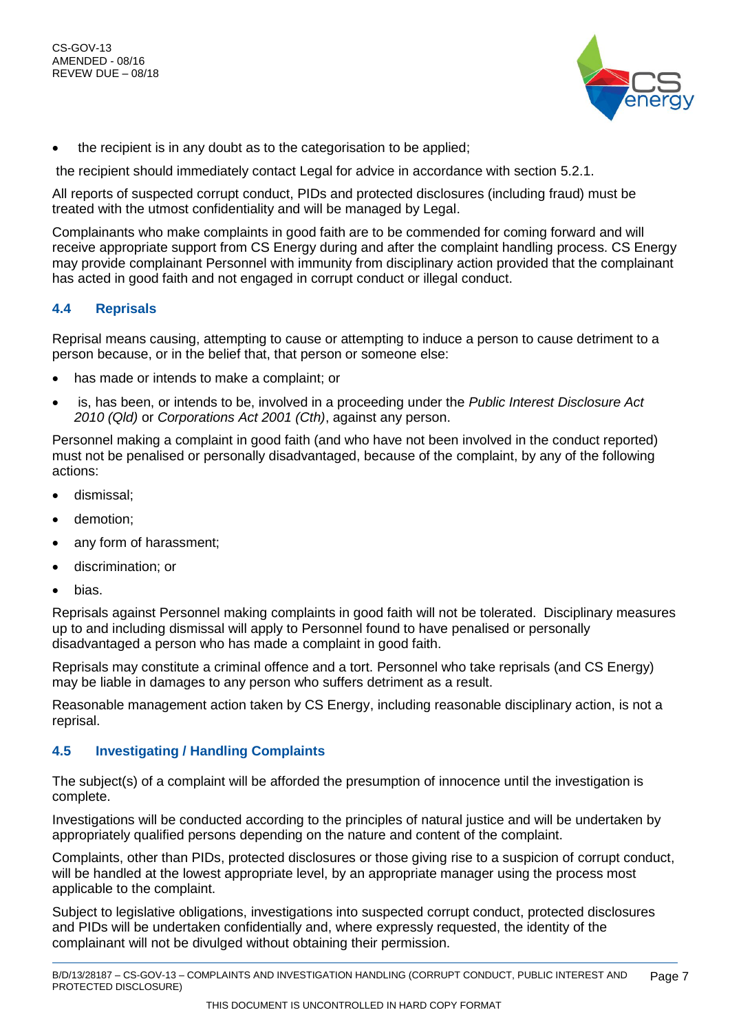- the recipient is in any doubt as to the categorisation to be applied;

the recipient should immediately contact Legal for advice in accordance with section 5.2.1.

All reports of suspected corrupt conduct, PIDs and protected disclosures (including fraud) must be treated with the utmost confidentiality and will be managed by Legal.

Complainants who make complaints in good faith are to be commended for coming forward and will receive appropriate support from CS Energy during and after the complaint handling process. CS Energy may provide complainant Personnel with immunity from disciplinary action provided that the complainant has acted in good faith and not engaged in corrupt conduct or illegal conduct.

### 4.4 Reprisals

Reprisal means causing, attempting to cause or attempting to induce a person to cause detriment to a person because, or in the belief that, that person or someone else:

- has made or intends to make a complaint; or
- is, has been, or intends to be, involved in a proceeding under the *Public Interest Disclosure Act 2010 (Qld)* or *Corporations Act 2001 (Cth)*, against any person.

Personnel making a complaint in good faith (and who have not been involved in the conduct reported) must not be penalised or personally disadvantaged, because of the complaint, by any of the following actions:

- dismissal;
- demotion;
- any form of harassment;
- discrimination; or
- bias.

Reprisals against Personnel making complaints in good faith will not be tolerated. Disciplinary measures up to and including dismissal will apply to Personnel found to have penalised or personally disadvantaged a person who has made a complaint in good faith.

Reprisals may constitute a criminal offence and a tort. Personnel who take reprisals (and CS Energy) may be liable in damages to any person who suffers detriment as a result.

Reasonable management action taken by CS Energy, including reasonable disciplinary action, is not a reprisal.

### 4.5 Investigating / Handling Complaints

The subject(s) of a complaint will be afforded the presumption of innocence until the investigation is complete.

Investigations will be conducted according to the principles of natural justice and will be undertaken by appropriately qualified persons depending on the nature and content of the complaint.

Complaints, other than PIDs, protected disclosures or those giving rise to a suspicion of corrupt conduct, will be handled at the lowest appropriate level, by an appropriate manager using the process most applicable to the complaint.

Subject to legislative obligations, investigations into suspected corrupt conduct, protected disclosures and PIDs will be undertaken confidentially and, where expressly requested, the identity of the complainant will not be divulged without obtaining their permission.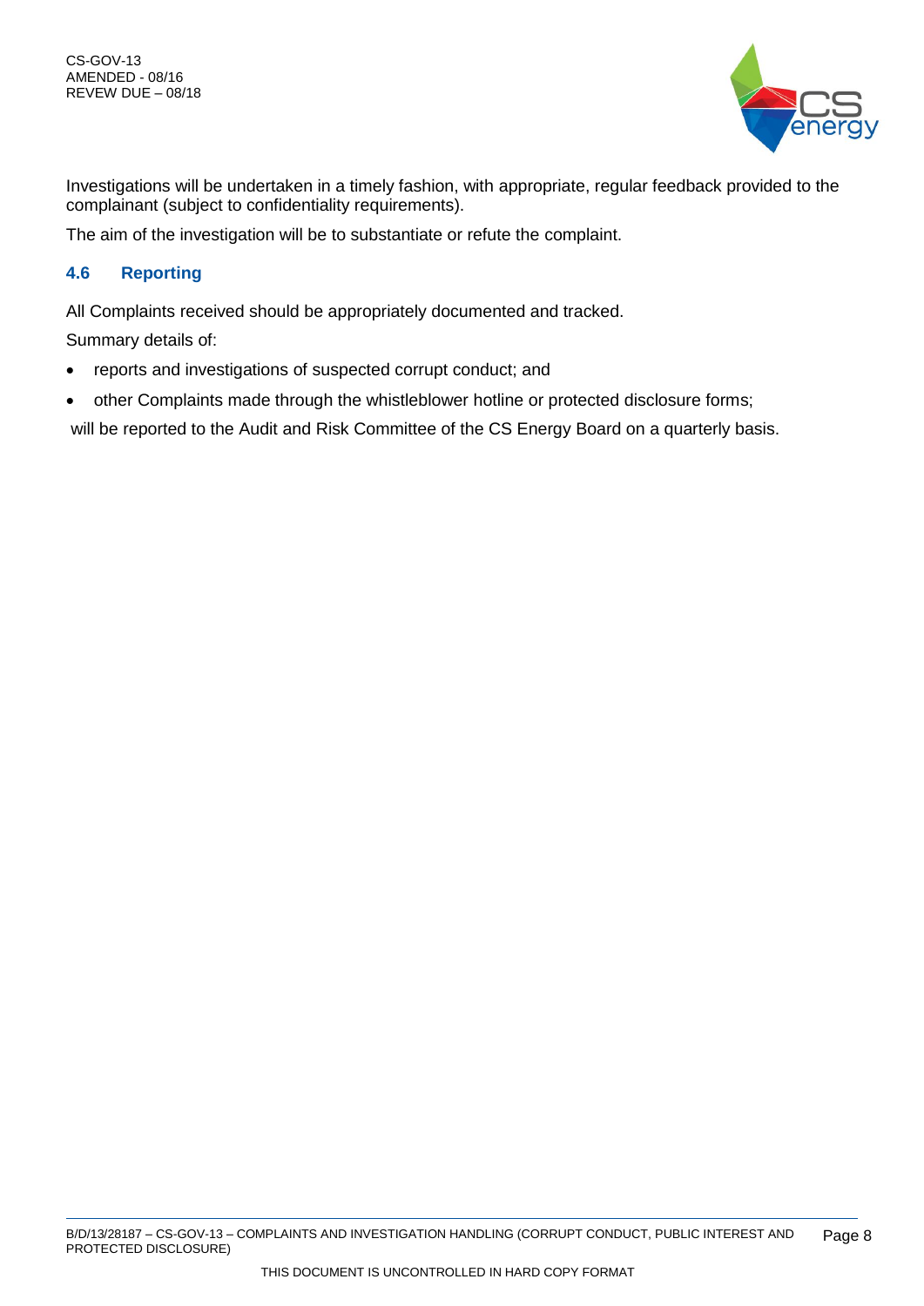Investigations will be undertaken in a timely fashion, with appropriate, regular feedback provided to the complainant (subject to confidentiality requirements).

The aim of the investigation will be to substantiate or refute the complaint.

### 4.6 Reporting

All Complaints received should be appropriately documented and tracked.

Summary details of:

- reports and investigations of suspected corrupt conduct; and
- other Complaints made through the whistleblower hotline or protected disclosure forms;

will be reported to the Audit and Risk Committee of the CS Energy Board on a quarterly basis.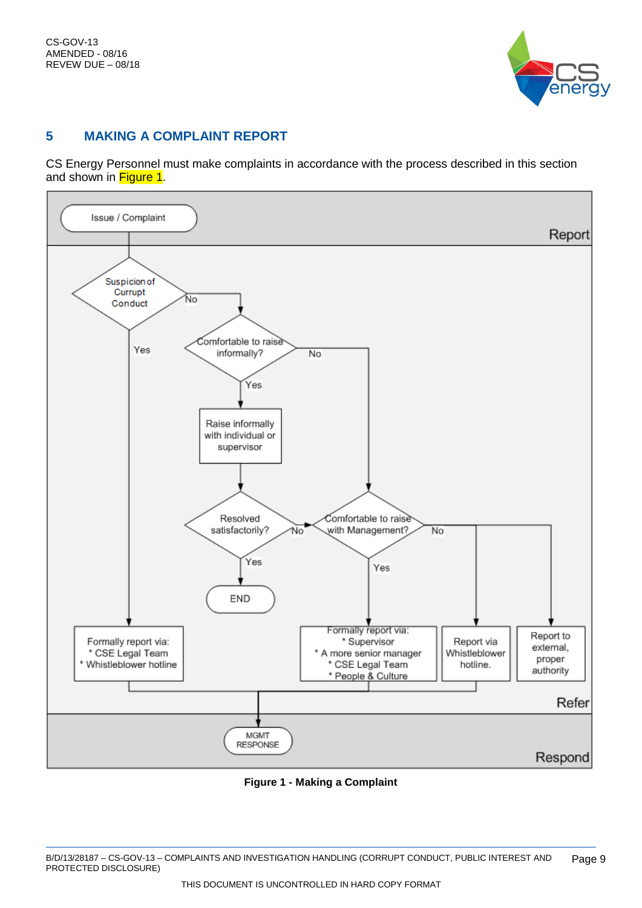## 5 MAKING A COMPLAINT REPORT

CS Energy Personnel must make complaints in accordance with the process described in this section and shown in Figure 1.

**Report**

- Issue / Complaint → Suspicion of Currupt Conduct?
  - Yes → Formally report via:
    - * CSE Legal Team
    - * Whistleblower hotline
  - No → Comfortable to raise informally?
    - Yes → Raise informally with individual or supervisor → Resolved satisfactorily?
      - Yes → END
      - No → Comfortable to raise with Management?
    - No → Comfortable to raise with Management?
      - Yes → Formally report via:
        - * Supervisor
        - * A more senior manager
        - * CSE Legal Team
        - * People & Culture
      - No → Report via Whistleblower hotline.
      - No → Report to external, proper authority

**Refer**

Formal reports and Whistleblower hotline reports → MGMT RESPONSE

**Respond**

**Figure 1 - Making a Complaint**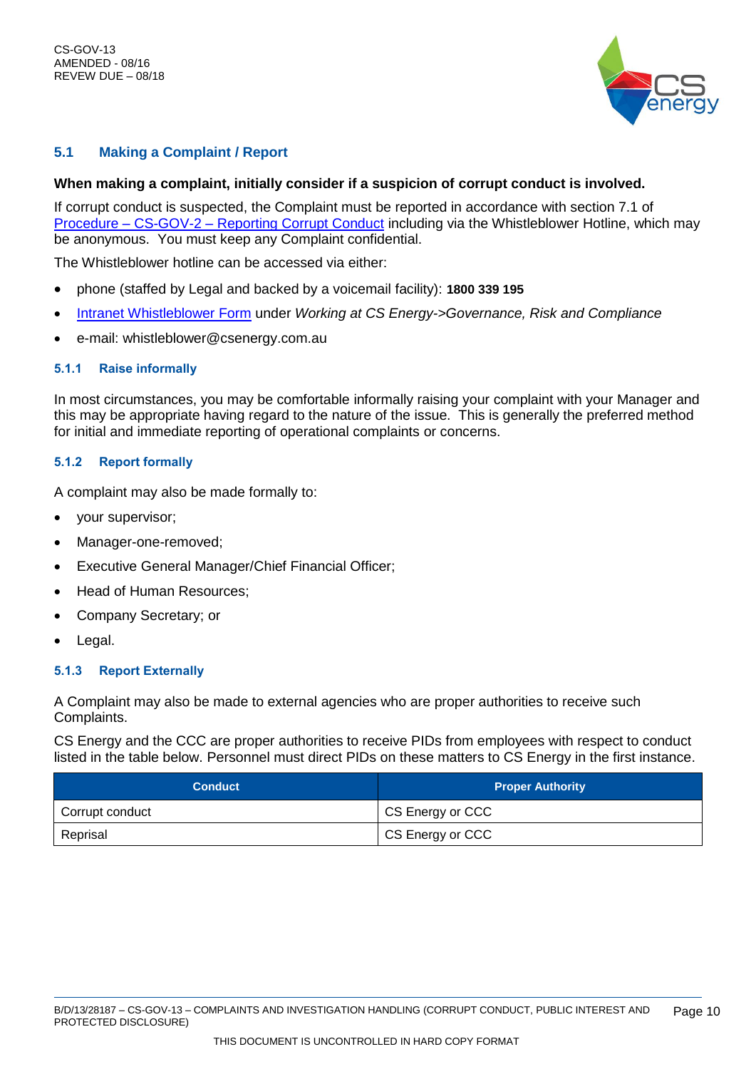## 5.1 Making a Complaint / Report

**When making a complaint, initially consider if a suspicion of corrupt conduct is involved.**

If corrupt conduct is suspected, the Complaint must be reported in accordance with section 7.1 of Procedure – CS-GOV-2 – Reporting Corrupt Conduct including via the Whistleblower Hotline, which may be anonymous. You must keep any Complaint confidential.

The Whistleblower hotline can be accessed via either:

- phone (staffed by Legal and backed by a voicemail facility): **1800 339 195**
- Intranet Whistleblower Form under *Working at CS Energy->Governance, Risk and Compliance*
- e-mail: whistleblower@csenergy.com.au

### 5.1.1 Raise informally

In most circumstances, you may be comfortable informally raising your complaint with your Manager and this may be appropriate having regard to the nature of the issue. This is generally the preferred method for initial and immediate reporting of operational complaints or concerns.

### 5.1.2 Report formally

A complaint may also be made formally to:

- your supervisor;
- Manager-one-removed;
- Executive General Manager/Chief Financial Officer;
- Head of Human Resources;
- Company Secretary; or
- Legal.

### 5.1.3 Report Externally

A Complaint may also be made to external agencies who are proper authorities to receive such Complaints.

CS Energy and the CCC are proper authorities to receive PIDs from employees with respect to conduct listed in the table below. Personnel must direct PIDs on these matters to CS Energy in the first instance.

| Conduct | Proper Authority |
| --- | --- |
| Corrupt conduct | CS Energy or CCC |
| Reprisal | CS Energy or CCC |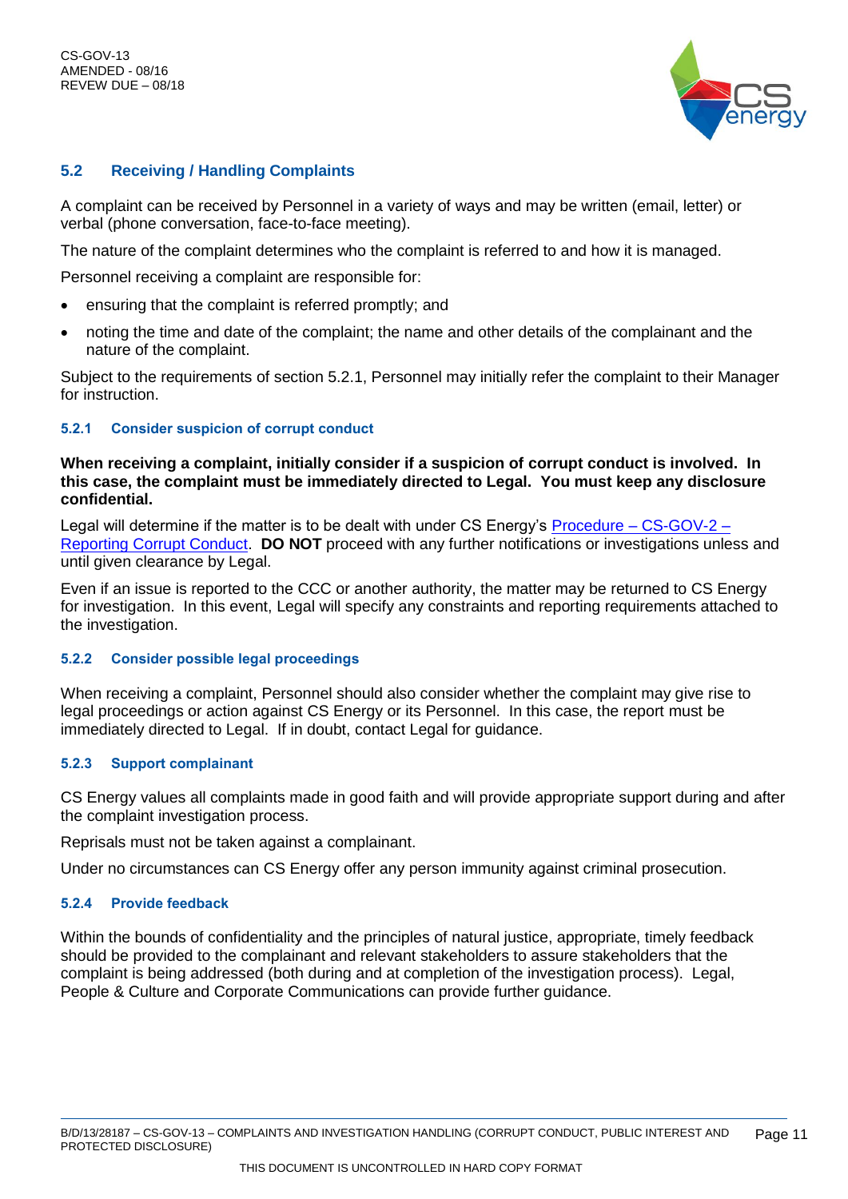## 5.2 Receiving / Handling Complaints

A complaint can be received by Personnel in a variety of ways and may be written (email, letter) or verbal (phone conversation, face-to-face meeting).

The nature of the complaint determines who the complaint is referred to and how it is managed.

Personnel receiving a complaint are responsible for:

- ensuring that the complaint is referred promptly; and
- noting the time and date of the complaint; the name and other details of the complainant and the nature of the complaint.

Subject to the requirements of section 5.2.1, Personnel may initially refer the complaint to their Manager for instruction.

### 5.2.1 Consider suspicion of corrupt conduct

**When receiving a complaint, initially consider if a suspicion of corrupt conduct is involved. In this case, the complaint must be immediately directed to Legal. You must keep any disclosure confidential.**

Legal will determine if the matter is to be dealt with under CS Energy's Procedure – CS-GOV-2 – Reporting Corrupt Conduct. **DO NOT** proceed with any further notifications or investigations unless and until given clearance by Legal.

Even if an issue is reported to the CCC or another authority, the matter may be returned to CS Energy for investigation. In this event, Legal will specify any constraints and reporting requirements attached to the investigation.

### 5.2.2 Consider possible legal proceedings

When receiving a complaint, Personnel should also consider whether the complaint may give rise to legal proceedings or action against CS Energy or its Personnel. In this case, the report must be immediately directed to Legal. If in doubt, contact Legal for guidance.

### 5.2.3 Support complainant

CS Energy values all complaints made in good faith and will provide appropriate support during and after the complaint investigation process.

Reprisals must not be taken against a complainant.

Under no circumstances can CS Energy offer any person immunity against criminal prosecution.

### 5.2.4 Provide feedback

Within the bounds of confidentiality and the principles of natural justice, appropriate, timely feedback should be provided to the complainant and relevant stakeholders to assure stakeholders that the complaint is being addressed (both during and at completion of the investigation process). Legal, People & Culture and Corporate Communications can provide further guidance.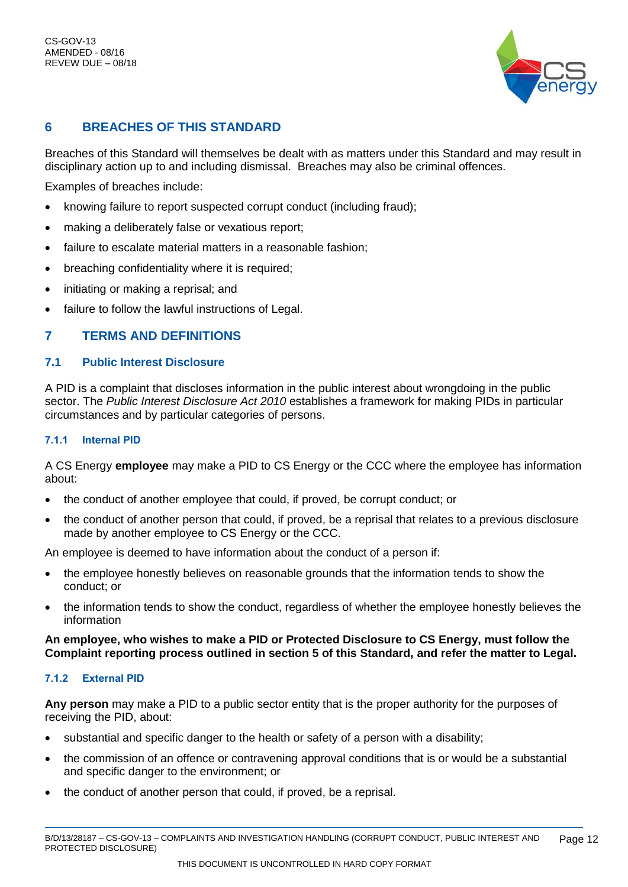## 6 BREACHES OF THIS STANDARD

Breaches of this Standard will themselves be dealt with as matters under this Standard and may result in disciplinary action up to and including dismissal. Breaches may also be criminal offences.

Examples of breaches include:

- knowing failure to report suspected corrupt conduct (including fraud);
- making a deliberately false or vexatious report;
- failure to escalate material matters in a reasonable fashion;
- breaching confidentiality where it is required;
- initiating or making a reprisal; and
- failure to follow the lawful instructions of Legal.

## 7 TERMS AND DEFINITIONS

### 7.1 Public Interest Disclosure

A PID is a complaint that discloses information in the public interest about wrongdoing in the public sector. The *Public Interest Disclosure Act 2010* establishes a framework for making PIDs in particular circumstances and by particular categories of persons.

#### 7.1.1 Internal PID

A CS Energy **employee** may make a PID to CS Energy or the CCC where the employee has information about:

- the conduct of another employee that could, if proved, be corrupt conduct; or
- the conduct of another person that could, if proved, be a reprisal that relates to a previous disclosure made by another employee to CS Energy or the CCC.

An employee is deemed to have information about the conduct of a person if:

- the employee honestly believes on reasonable grounds that the information tends to show the conduct; or
- the information tends to show the conduct, regardless of whether the employee honestly believes the information

**An employee, who wishes to make a PID or Protected Disclosure to CS Energy, must follow the Complaint reporting process outlined in section 5 of this Standard, and refer the matter to Legal.**

#### 7.1.2 External PID

**Any person** may make a PID to a public sector entity that is the proper authority for the purposes of receiving the PID, about:

- substantial and specific danger to the health or safety of a person with a disability;
- the commission of an offence or contravening approval conditions that is or would be a substantial and specific danger to the environment; or
- the conduct of another person that could, if proved, be a reprisal.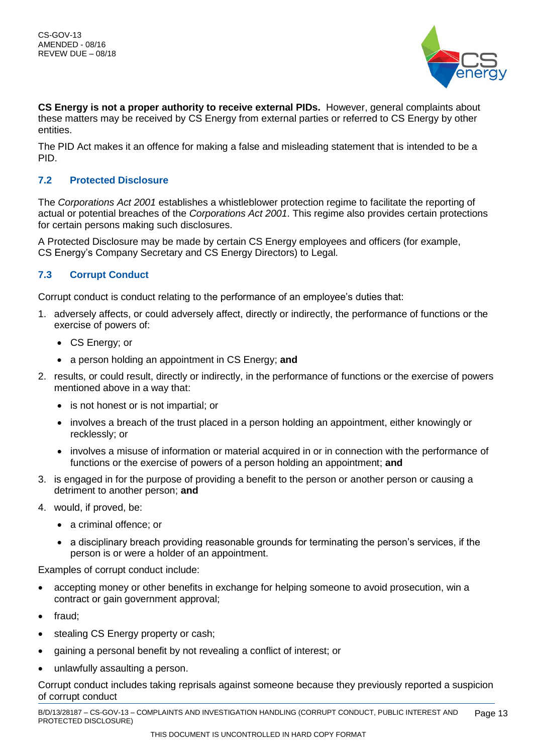**CS Energy is not a proper authority to receive external PIDs.** However, general complaints about these matters may be received by CS Energy from external parties or referred to CS Energy by other entities.

The PID Act makes it an offence for making a false and misleading statement that is intended to be a PID.

### 7.2 Protected Disclosure

The *Corporations Act 2001* establishes a whistleblower protection regime to facilitate the reporting of actual or potential breaches of the *Corporations Act 2001*. This regime also provides certain protections for certain persons making such disclosures.

A Protected Disclosure may be made by certain CS Energy employees and officers (for example, CS Energy's Company Secretary and CS Energy Directors) to Legal.

### 7.3 Corrupt Conduct

Corrupt conduct is conduct relating to the performance of an employee's duties that:

1. adversely affects, or could adversely affect, directly or indirectly, the performance of functions or the exercise of powers of:
   - CS Energy; or
   - a person holding an appointment in CS Energy; **and**
2. results, or could result, directly or indirectly, in the performance of functions or the exercise of powers mentioned above in a way that:
   - is not honest or is not impartial; or
   - involves a breach of the trust placed in a person holding an appointment, either knowingly or recklessly; or
   - involves a misuse of information or material acquired in or in connection with the performance of functions or the exercise of powers of a person holding an appointment; **and**
3. is engaged in for the purpose of providing a benefit to the person or another person or causing a detriment to another person; **and**
4. would, if proved, be:
   - a criminal offence; or
   - a disciplinary breach providing reasonable grounds for terminating the person's services, if the person is or were a holder of an appointment.

Examples of corrupt conduct include:

- accepting money or other benefits in exchange for helping someone to avoid prosecution, win a contract or gain government approval;
- fraud;
- stealing CS Energy property or cash;
- gaining a personal benefit by not revealing a conflict of interest; or
- unlawfully assaulting a person.

Corrupt conduct includes taking reprisals against someone because they previously reported a suspicion of corrupt conduct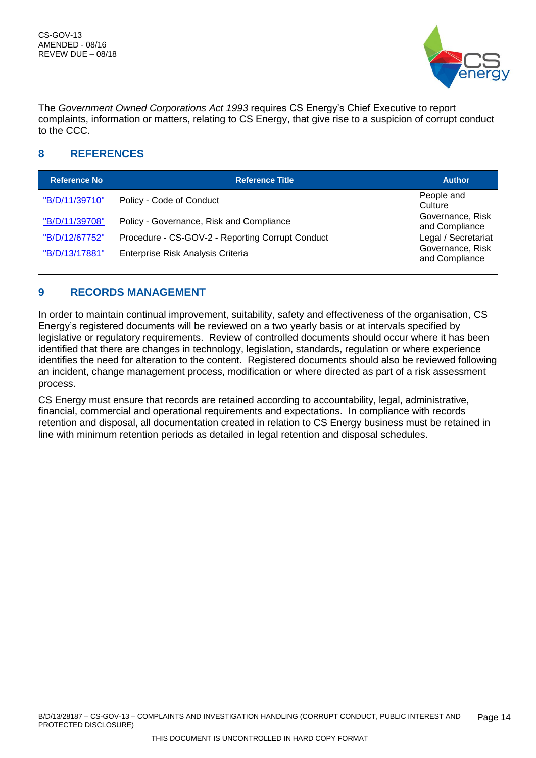The *Government Owned Corporations Act 1993* requires CS Energy's Chief Executive to report complaints, information or matters, relating to CS Energy, that give rise to a suspicion of corrupt conduct to the CCC.

## 8 REFERENCES

| Reference No | Reference Title | Author |
|---|---|---|
| "B/D/11/39710" | Policy - Code of Conduct | People and Culture |
| "B/D/11/39708" | Policy - Governance, Risk and Compliance | Governance, Risk and Compliance |
| "B/D/12/67752" | Procedure - CS-GOV-2 - Reporting Corrupt Conduct | Legal / Secretariat |
| "B/D/13/17881" | Enterprise Risk Analysis Criteria | Governance, Risk and Compliance |
| | | |

## 9 RECORDS MANAGEMENT

In order to maintain continual improvement, suitability, safety and effectiveness of the organisation, CS Energy's registered documents will be reviewed on a two yearly basis or at intervals specified by legislative or regulatory requirements. Review of controlled documents should occur where it has been identified that there are changes in technology, legislation, standards, regulation or where experience identifies the need for alteration to the content. Registered documents should also be reviewed following an incident, change management process, modification or where directed as part of a risk assessment process.

CS Energy must ensure that records are retained according to accountability, legal, administrative, financial, commercial and operational requirements and expectations. In compliance with records retention and disposal, all documentation created in relation to CS Energy business must be retained in line with minimum retention periods as detailed in legal retention and disposal schedules.